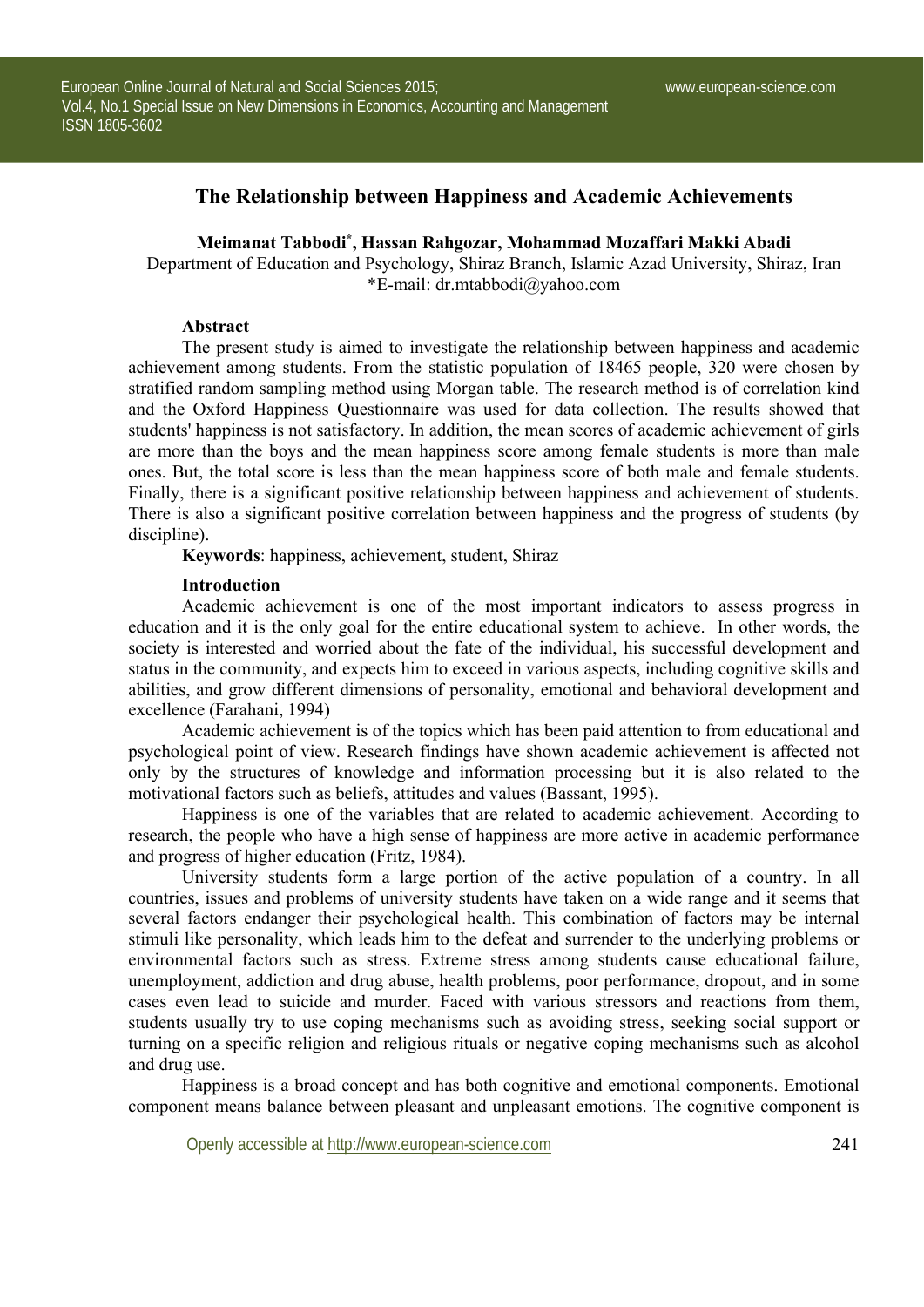# The Relationship between Happiness and Academic Achievements

**Meimanat Tabbodi*, Hassan Rahgozar, Mohammad Mozaffari Makki Abadi**

Department of Education and Psychology, Shiraz Branch, Islamic Azad University, Shiraz, Iran

*E-mail: dr.mtabbodi@yahoo.com

## Abstract

The present study is aimed to investigate the relationship between happiness and academic achievement among students. From the statistic population of 18465 people, 320 were chosen by stratified random sampling method using Morgan table. The research method is of correlation kind and the Oxford Happiness Questionnaire was used for data collection. The results showed that students' happiness is not satisfactory. In addition, the mean scores of academic achievement of girls are more than the boys and the mean happiness score among female students is more than male ones. But, the total score is less than the mean happiness score of both male and female students. Finally, there is a significant positive relationship between happiness and achievement of students. There is also a significant positive correlation between happiness and the progress of students (by discipline).

**Keywords**: happiness, achievement, student, Shiraz

## Introduction

Academic achievement is one of the most important indicators to assess progress in education and it is the only goal for the entire educational system to achieve. In other words, the society is interested and worried about the fate of the individual, his successful development and status in the community, and expects him to exceed in various aspects, including cognitive skills and abilities, and grow different dimensions of personality, emotional and behavioral development and excellence (Farahani, 1994)

Academic achievement is of the topics which has been paid attention to from educational and psychological point of view. Research findings have shown academic achievement is affected not only by the structures of knowledge and information processing but it is also related to the motivational factors such as beliefs, attitudes and values (Bassant, 1995).

Happiness is one of the variables that are related to academic achievement. According to research, the people who have a high sense of happiness are more active in academic performance and progress of higher education (Fritz, 1984).

University students form a large portion of the active population of a country. In all countries, issues and problems of university students have taken on a wide range and it seems that several factors endanger their psychological health. This combination of factors may be internal stimuli like personality, which leads him to the defeat and surrender to the underlying problems or environmental factors such as stress. Extreme stress among students cause educational failure, unemployment, addiction and drug abuse, health problems, poor performance, dropout, and in some cases even lead to suicide and murder. Faced with various stressors and reactions from them, students usually try to use coping mechanisms such as avoiding stress, seeking social support or turning on a specific religion and religious rituals or negative coping mechanisms such as alcohol and drug use.

Happiness is a broad concept and has both cognitive and emotional components. Emotional component means balance between pleasant and unpleasant emotions. The cognitive component is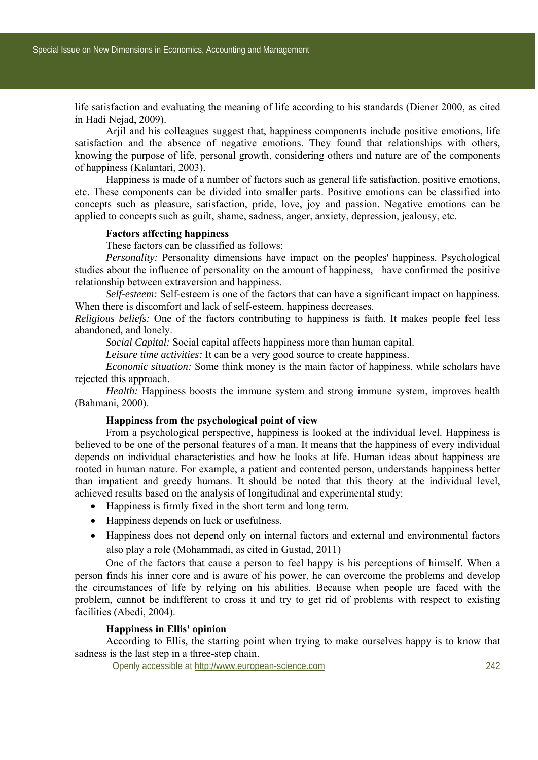life satisfaction and evaluating the meaning of life according to his standards (Diener 2000, as cited in Hadi Nejad, 2009).

Arjil and his colleagues suggest that, happiness components include positive emotions, life satisfaction and the absence of negative emotions. They found that relationships with others, knowing the purpose of life, personal growth, considering others and nature are of the components of happiness (Kalantari, 2003).

Happiness is made of a number of factors such as general life satisfaction, positive emotions, etc. These components can be divided into smaller parts. Positive emotions can be classified into concepts such as pleasure, satisfaction, pride, love, joy and passion. Negative emotions can be applied to concepts such as guilt, shame, sadness, anger, anxiety, depression, jealousy, etc.

**Factors affecting happiness**

These factors can be classified as follows:

*Personality:* Personality dimensions have impact on the peoples' happiness. Psychological studies about the influence of personality on the amount of happiness, have confirmed the positive relationship between extraversion and happiness.

*Self-esteem:* Self-esteem is one of the factors that can have a significant impact on happiness. When there is discomfort and lack of self-esteem, happiness decreases.

*Religious beliefs:* One of the factors contributing to happiness is faith. It makes people feel less abandoned, and lonely.

*Social Capital:* Social capital affects happiness more than human capital.

*Leisure time activities:* It can be a very good source to create happiness.

*Economic situation:* Some think money is the main factor of happiness, while scholars have rejected this approach.

*Health:* Happiness boosts the immune system and strong immune system, improves health (Bahmani, 2000).

**Happiness from the psychological point of view**

From a psychological perspective, happiness is looked at the individual level. Happiness is believed to be one of the personal features of a man. It means that the happiness of every individual depends on individual characteristics and how he looks at life. Human ideas about happiness are rooted in human nature. For example, a patient and contented person, understands happiness better than impatient and greedy humans. It should be noted that this theory at the individual level, achieved results based on the analysis of longitudinal and experimental study:

- Happiness is firmly fixed in the short term and long term.
- Happiness depends on luck or usefulness.
- Happiness does not depend only on internal factors and external and environmental factors also play a role (Mohammadi, as cited in Gustad, 2011)

One of the factors that cause a person to feel happy is his perceptions of himself. When a person finds his inner core and is aware of his power, he can overcome the problems and develop the circumstances of life by relying on his abilities. Because when people are faced with the problem, cannot be indifferent to cross it and try to get rid of problems with respect to existing facilities (Abedi, 2004).

**Happiness in Ellis' opinion**

According to Ellis, the starting point when trying to make ourselves happy is to know that sadness is the last step in a three-step chain.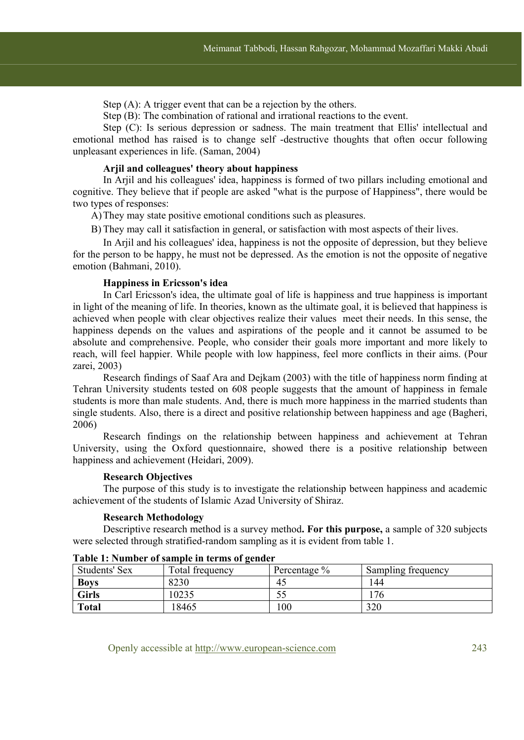Step (A): A trigger event that can be a rejection by the others.

Step (B): The combination of rational and irrational reactions to the event.

Step (C): Is serious depression or sadness. The main treatment that Ellis' intellectual and emotional method has raised is to change self -destructive thoughts that often occur following unpleasant experiences in life. (Saman, 2004)

**Arjil and colleagues' theory about happiness**

In Arjil and his colleagues' idea, happiness is formed of two pillars including emotional and cognitive. They believe that if people are asked "what is the purpose of Happiness", there would be two types of responses:

A) They may state positive emotional conditions such as pleasures.

B) They may call it satisfaction in general, or satisfaction with most aspects of their lives.

In Arjil and his colleagues' idea, happiness is not the opposite of depression, but they believe for the person to be happy, he must not be depressed. As the emotion is not the opposite of negative emotion (Bahmani, 2010).

**Happiness in Ericsson's idea**

In Carl Ericsson's idea, the ultimate goal of life is happiness and true happiness is important in light of the meaning of life. In theories, known as the ultimate goal, it is believed that happiness is achieved when people with clear objectives realize their values meet their needs. In this sense, the happiness depends on the values and aspirations of the people and it cannot be assumed to be absolute and comprehensive. People, who consider their goals more important and more likely to reach, will feel happier. While people with low happiness, feel more conflicts in their aims. (Pour zarei, 2003)

Research findings of Saaf Ara and Dejkam (2003) with the title of happiness norm finding at Tehran University students tested on 608 people suggests that the amount of happiness in female students is more than male students. And, there is much more happiness in the married students than single students. Also, there is a direct and positive relationship between happiness and age (Bagheri, 2006)

Research findings on the relationship between happiness and achievement at Tehran University, using the Oxford questionnaire, showed there is a positive relationship between happiness and achievement (Heidari, 2009).

**Research Objectives**

The purpose of this study is to investigate the relationship between happiness and academic achievement of the students of Islamic Azad University of Shiraz.

**Research Methodology**

Descriptive research method is a survey method**. For this purpose,** a sample of 320 subjects were selected through stratified-random sampling as it is evident from table 1.

**Table 1: Number of sample in terms of gender**

| Students' Sex | Total frequency | Percentage % | Sampling frequency |
|---|---|---|---|
| **Boys** | 8230 | 45 | 144 |
| **Girls** | 10235 | 55 | 176 |
| **Total** | 18465 | 100 | 320 |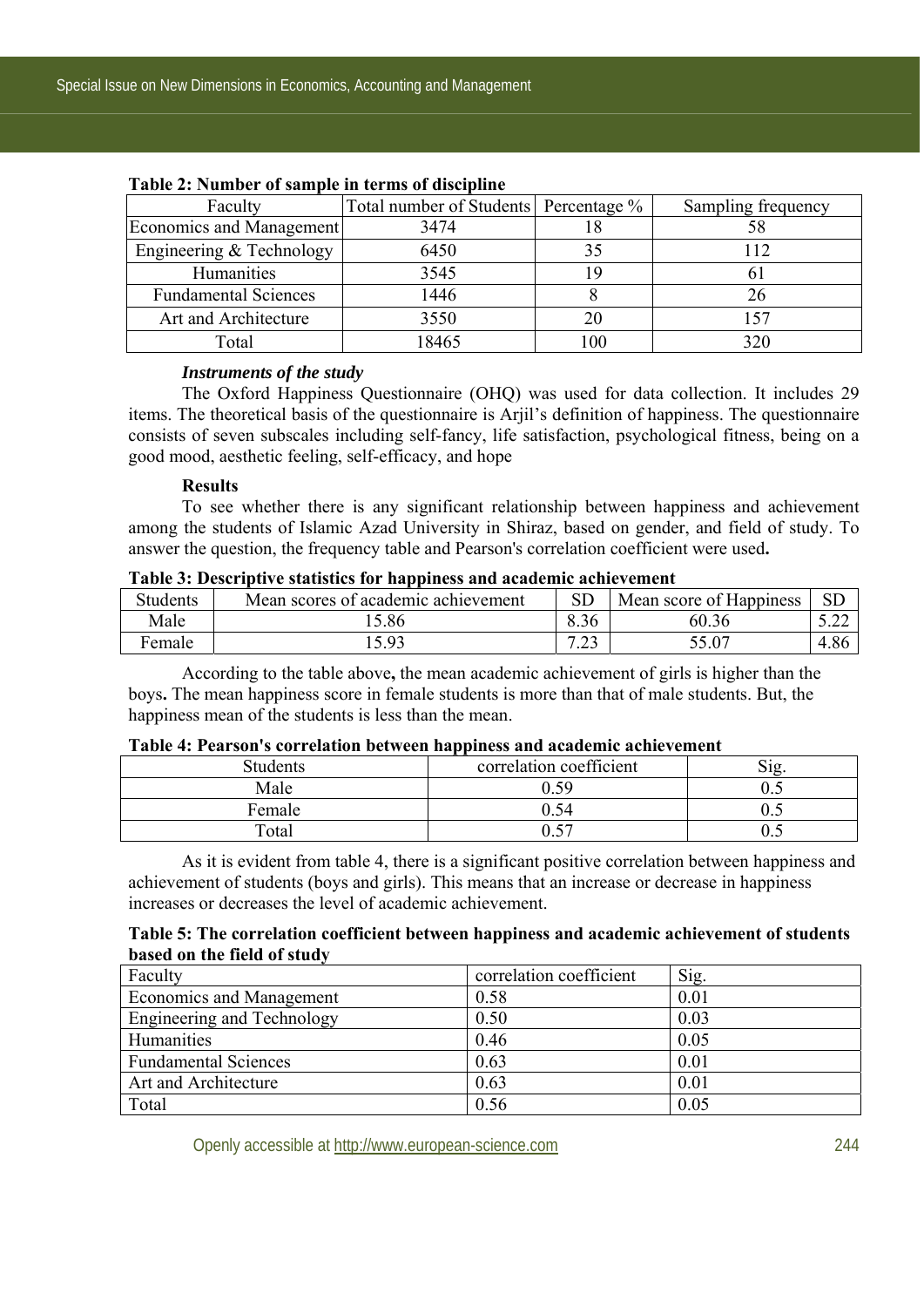**Table 2: Number of sample in terms of discipline**

| Faculty | Total number of Students | Percentage % | Sampling frequency |
|---|---|---|---|
| Economics and Management | 3474 | 18 | 58 |
| Engineering & Technology | 6450 | 35 | 112 |
| Humanities | 3545 | 19 | 61 |
| Fundamental Sciences | 1446 | 8 | 26 |
| Art and Architecture | 3550 | 20 | 157 |
| Total | 18465 | 100 | 320 |

***Instruments of the study***

The Oxford Happiness Questionnaire (OHQ) was used for data collection. It includes 29 items. The theoretical basis of the questionnaire is Arjil's definition of happiness. The questionnaire consists of seven subscales including self-fancy, life satisfaction, psychological fitness, being on a good mood, aesthetic feeling, self-efficacy, and hope

**Results**

To see whether there is any significant relationship between happiness and achievement among the students of Islamic Azad University in Shiraz, based on gender, and field of study. To answer the question, the frequency table and Pearson's correlation coefficient were used**.**

**Table 3: Descriptive statistics for happiness and academic achievement**

| Students | Mean scores of academic achievement | SD | Mean score of Happiness | SD |
|---|---|---|---|---|
| Male | 15.86 | 8.36 | 60.36 | 5.22 |
| Female | 15.93 | 7.23 | 55.07 | 4.86 |

According to the table above**,** the mean academic achievement of girls is higher than the boys**.** The mean happiness score in female students is more than that of male students. But, the happiness mean of the students is less than the mean.

**Table 4: Pearson's correlation between happiness and academic achievement**

| Students | correlation coefficient | Sig. |
|---|---|---|
| Male | 0.59 | 0.5 |
| Female | 0.54 | 0.5 |
| Total | 0.57 | 0.5 |

As it is evident from table 4, there is a significant positive correlation between happiness and achievement of students (boys and girls). This means that an increase or decrease in happiness increases or decreases the level of academic achievement.

**Table 5: The correlation coefficient between happiness and academic achievement of students based on the field of study**

| Faculty | correlation coefficient | Sig. |
|---|---|---|
| Economics and Management | 0.58 | 0.01 |
| Engineering and Technology | 0.50 | 0.03 |
| Humanities | 0.46 | 0.05 |
| Fundamental Sciences | 0.63 | 0.01 |
| Art and Architecture | 0.63 | 0.01 |
| Total | 0.56 | 0.05 |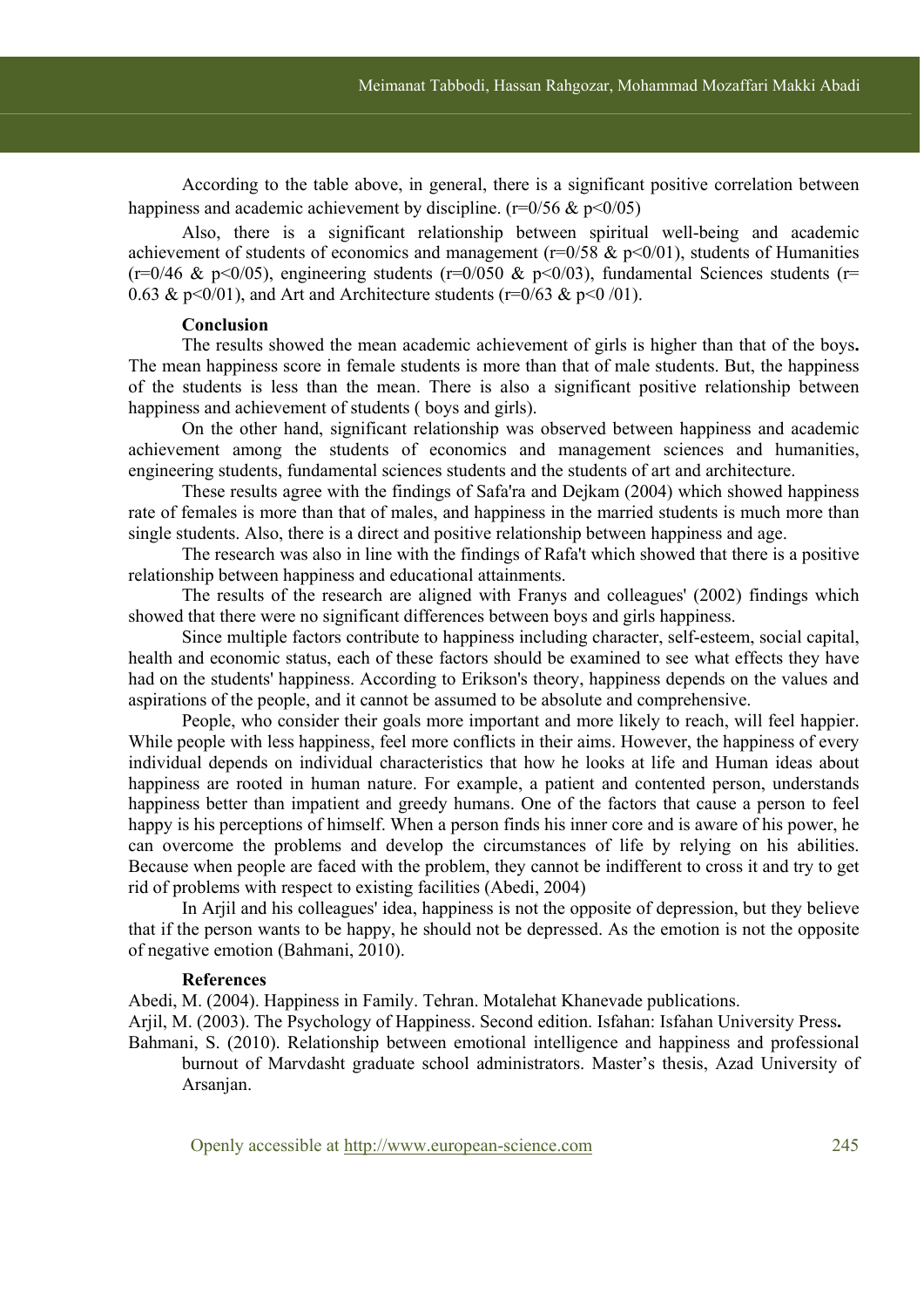According to the table above, in general, there is a significant positive correlation between happiness and academic achievement by discipline. (r=0/56 & p<0/05)

Also, there is a significant relationship between spiritual well-being and academic achievement of students of economics and management (r=0/58 & p<0/01), students of Humanities (r=0/46 & p<0/05), engineering students (r=0/050 & p<0/03), fundamental Sciences students (r= 0.63 & p<0/01), and Art and Architecture students (r=0/63 & p<0 /01).

**Conclusion**

The results showed the mean academic achievement of girls is higher than that of the boys**.** The mean happiness score in female students is more than that of male students. But, the happiness of the students is less than the mean. There is also a significant positive relationship between happiness and achievement of students ( boys and girls).

On the other hand, significant relationship was observed between happiness and academic achievement among the students of economics and management sciences and humanities, engineering students, fundamental sciences students and the students of art and architecture.

These results agree with the findings of Safa'ra and Dejkam (2004) which showed happiness rate of females is more than that of males, and happiness in the married students is much more than single students. Also, there is a direct and positive relationship between happiness and age.

The research was also in line with the findings of Rafa't which showed that there is a positive relationship between happiness and educational attainments.

The results of the research are aligned with Franys and colleagues' (2002) findings which showed that there were no significant differences between boys and girls happiness.

Since multiple factors contribute to happiness including character, self-esteem, social capital, health and economic status, each of these factors should be examined to see what effects they have had on the students' happiness. According to Erikson's theory, happiness depends on the values and aspirations of the people, and it cannot be assumed to be absolute and comprehensive.

People, who consider their goals more important and more likely to reach, will feel happier. While people with less happiness, feel more conflicts in their aims. However, the happiness of every individual depends on individual characteristics that how he looks at life and Human ideas about happiness are rooted in human nature. For example, a patient and contented person, understands happiness better than impatient and greedy humans. One of the factors that cause a person to feel happy is his perceptions of himself. When a person finds his inner core and is aware of his power, he can overcome the problems and develop the circumstances of life by relying on his abilities. Because when people are faced with the problem, they cannot be indifferent to cross it and try to get rid of problems with respect to existing facilities (Abedi, 2004)

In Arjil and his colleagues' idea, happiness is not the opposite of depression, but they believe that if the person wants to be happy, he should not be depressed. As the emotion is not the opposite of negative emotion (Bahmani, 2010).

**References**

Abedi, M. (2004). Happiness in Family. Tehran. Motalehat Khanevade publications.

Arjil, M. (2003). The Psychology of Happiness. Second edition. Isfahan: Isfahan University Press**.**

Bahmani, S. (2010). Relationship between emotional intelligence and happiness and professional burnout of Marvdasht graduate school administrators. Master's thesis, Azad University of Arsanjan.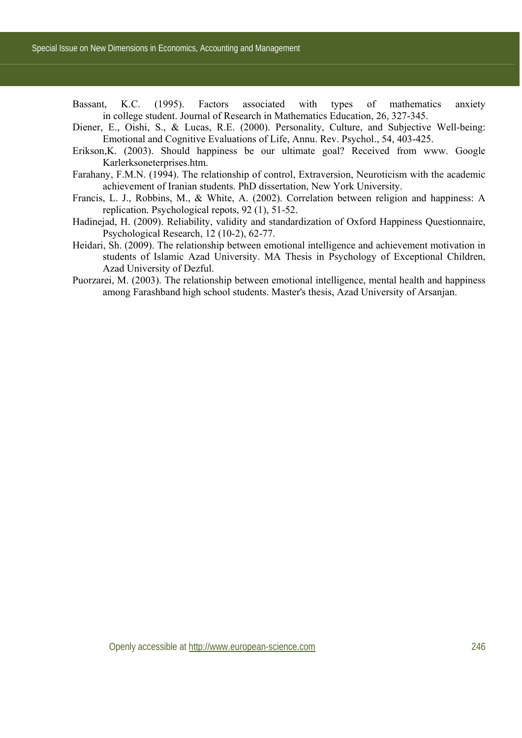Bassant, K.C. (1995). Factors associated with types of mathematics anxiety in college student. Journal of Research in Mathematics Education, 26, 327-345.

Diener, E., Oishi, S., & Lucas, R.E. (2000). Personality, Culture, and Subjective Well-being: Emotional and Cognitive Evaluations of Life, Annu. Rev. Psychol., 54, 403-425.

Erikson,K. (2003). Should happiness be our ultimate goal? Received from www. Google Karlerksoneterprises.htm.

Farahany, F.M.N. (1994). The relationship of control, Extraversion, Neuroticism with the academic achievement of Iranian students. PhD dissertation, New York University.

Francis, L. J., Robbins, M., & White, A. (2002). Correlation between religion and happiness: A replication. Psychological repots, 92 (1), 51-52.

Hadinejad, H. (2009). Reliability, validity and standardization of Oxford Happiness Questionnaire, Psychological Research, 12 (10-2), 62-77.

Heidari, Sh. (2009). The relationship between emotional intelligence and achievement motivation in students of Islamic Azad University. MA Thesis in Psychology of Exceptional Children, Azad University of Dezful.

Puorzarei, M. (2003). The relationship between emotional intelligence, mental health and happiness among Farashband high school students. Master's thesis, Azad University of Arsanjan.